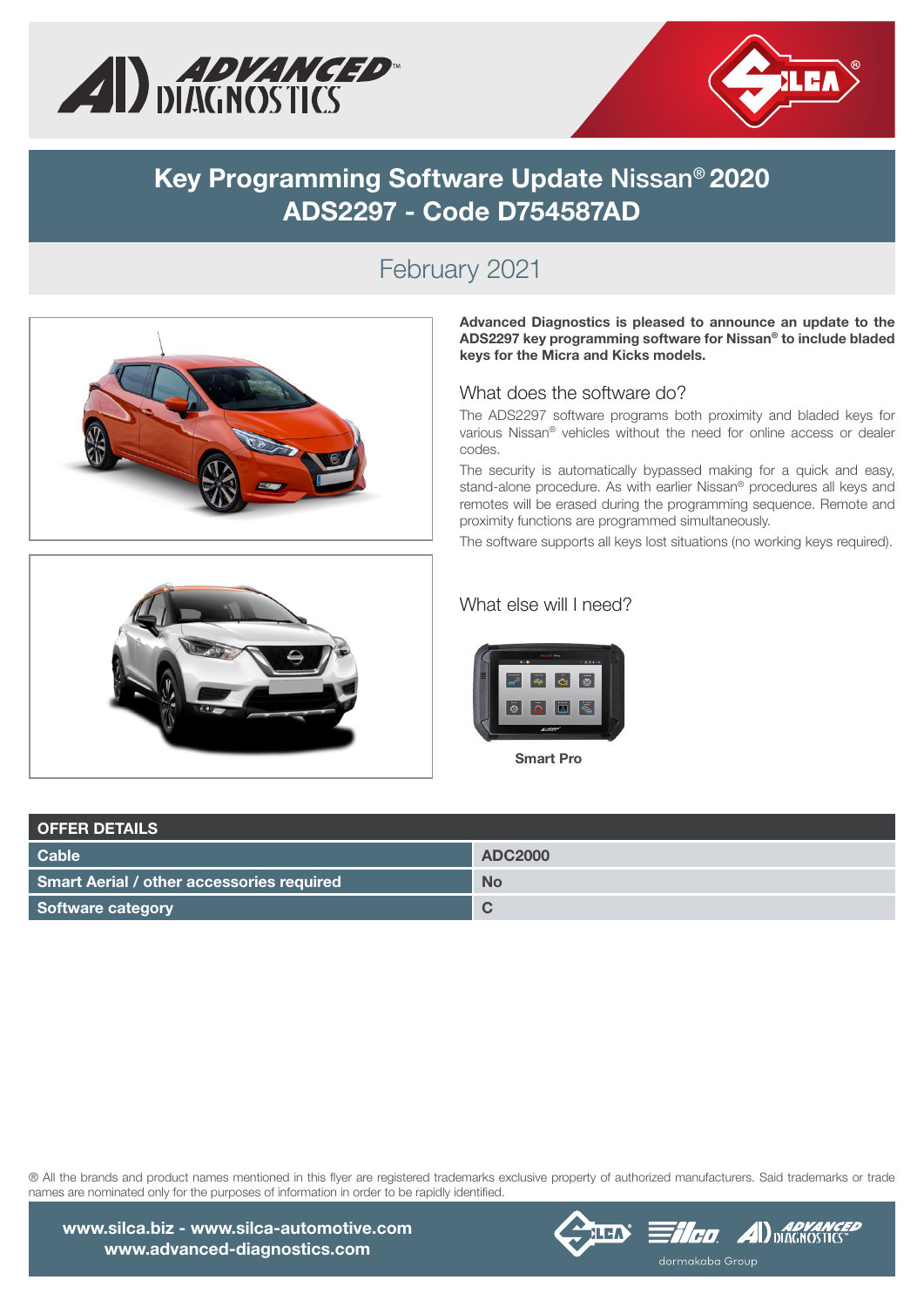# Key Programming Software Update Nissan® 2020
# ADS2297 - Code D754587AD

## February 2021

**Advanced Diagnostics is pleased to announce an update to the ADS2297 key programming software for Nissan® to include bladed keys for the Micra and Kicks models.**

### What does the software do?

The ADS2297 software programs both proximity and bladed keys for various Nissan® vehicles without the need for online access or dealer codes.

The security is automatically bypassed making for a quick and easy, stand-alone procedure. As with earlier Nissan® procedures all keys and remotes will be erased during the programming sequence. Remote and proximity functions are programmed simultaneously.

The software supports all keys lost situations (no working keys required).

### What else will I need?

Smart Pro

| OFFER DETAILS | |
|---|---|
| Cable | ADC2000 |
| Smart Aerial / other accessories required | No |
| Software category | C |

® All the brands and product names mentioned in this flyer are registered trademarks exclusive property of authorized manufacturers. Said trademarks or trade names are nominated only for the purposes of information in order to be rapidly identified.

www.silca.biz - www.silca-automotive.com
www.advanced-diagnostics.com

dormakaba Group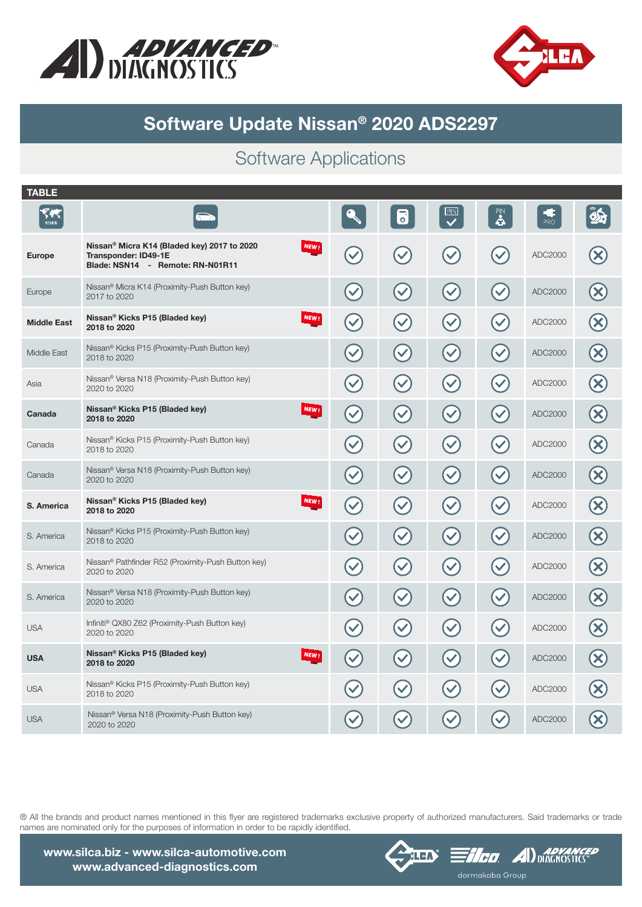# Software Update Nissan® 2020 ADS2297

## Software Applications

**TABLE**

| REGION | | | | PIN | PIN | PRO | |
|---|---|---|---|---|---|---|---|
| **Europe** | **Nissan® Micra K14 (Bladed key) 2017 to 2020 Transponder: ID49-1E Blade: NSN14 - Remote: RN-N01R11** NEW! | ✓ | ✓ | ✓ | ✓ | ADC2000 | ✗ |
| Europe | Nissan® Micra K14 (Proximity-Push Button key) 2017 to 2020 | ✓ | ✓ | ✓ | ✓ | ADC2000 | ✗ |
| **Middle East** | **Nissan® Kicks P15 (Bladed key) 2018 to 2020** NEW! | ✓ | ✓ | ✓ | ✓ | ADC2000 | ✗ |
| Middle East | Nissan® Kicks P15 (Proximity-Push Button key) 2018 to 2020 | ✓ | ✓ | ✓ | ✓ | ADC2000 | ✗ |
| Asia | Nissan® Versa N18 (Proximity-Push Button key) 2020 to 2020 | ✓ | ✓ | ✓ | ✓ | ADC2000 | ✗ |
| **Canada** | **Nissan® Kicks P15 (Bladed key) 2018 to 2020** NEW! | ✓ | ✓ | ✓ | ✓ | ADC2000 | ✗ |
| Canada | Nissan® Kicks P15 (Proximity-Push Button key) 2018 to 2020 | ✓ | ✓ | ✓ | ✓ | ADC2000 | ✗ |
| Canada | Nissan® Versa N18 (Proximity-Push Button key) 2020 to 2020 | ✓ | ✓ | ✓ | ✓ | ADC2000 | ✗ |
| **S. America** | **Nissan® Kicks P15 (Bladed key) 2018 to 2020** NEW! | ✓ | ✓ | ✓ | ✓ | ADC2000 | ✗ |
| S. America | Nissan® Kicks P15 (Proximity-Push Button key) 2018 to 2020 | ✓ | ✓ | ✓ | ✓ | ADC2000 | ✗ |
| S. America | Nissan® Pathfinder R52 (Proximity-Push Button key) 2020 to 2020 | ✓ | ✓ | ✓ | ✓ | ADC2000 | ✗ |
| S. America | Nissan® Versa N18 (Proximity-Push Button key) 2020 to 2020 | ✓ | ✓ | ✓ | ✓ | ADC2000 | ✗ |
| USA | Infiniti® QX80 Z62 (Proximity-Push Button key) 2020 to 2020 | ✓ | ✓ | ✓ | ✓ | ADC2000 | ✗ |
| **USA** | **Nissan® Kicks P15 (Bladed key) 2018 to 2020** NEW! | ✓ | ✓ | ✓ | ✓ | ADC2000 | ✗ |
| USA | Nissan® Kicks P15 (Proximity-Push Button key) 2018 to 2020 | ✓ | ✓ | ✓ | ✓ | ADC2000 | ✗ |
| USA | Nissan® Versa N18 (Proximity-Push Button key) 2020 to 2020 | ✓ | ✓ | ✓ | ✓ | ADC2000 | ✗ |

® All the brands and product names mentioned in this flyer are registered trademarks exclusive property of authorized manufacturers. Said trademarks or trade names are nominated only for the purposes of information in order to be rapidly identified.

www.silca.biz - www.silca-automotive.com
www.advanced-diagnostics.com

dormakaba Group